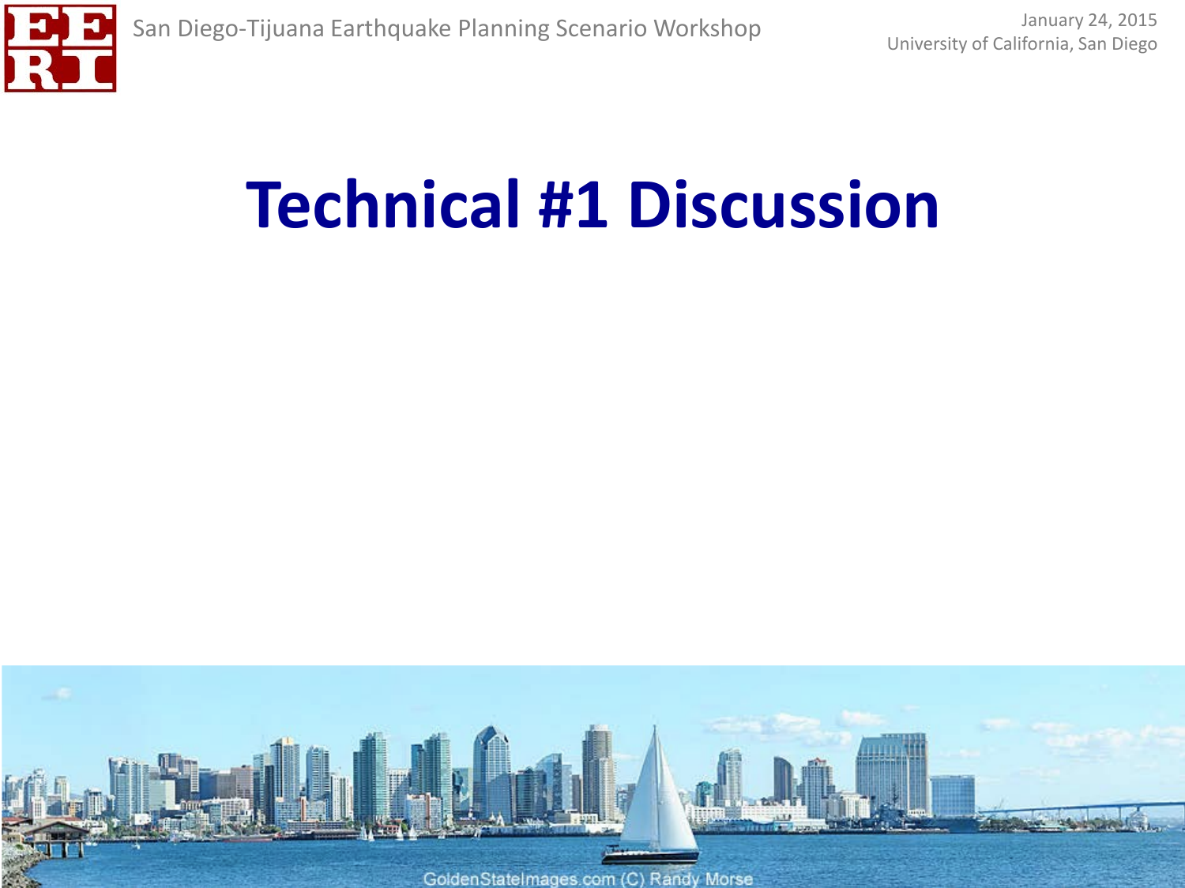San Diego-Tijuana Earthquake Planning Scenario Workshop

January 24, 2015
University of California, San Diego

# Technical #1 Discussion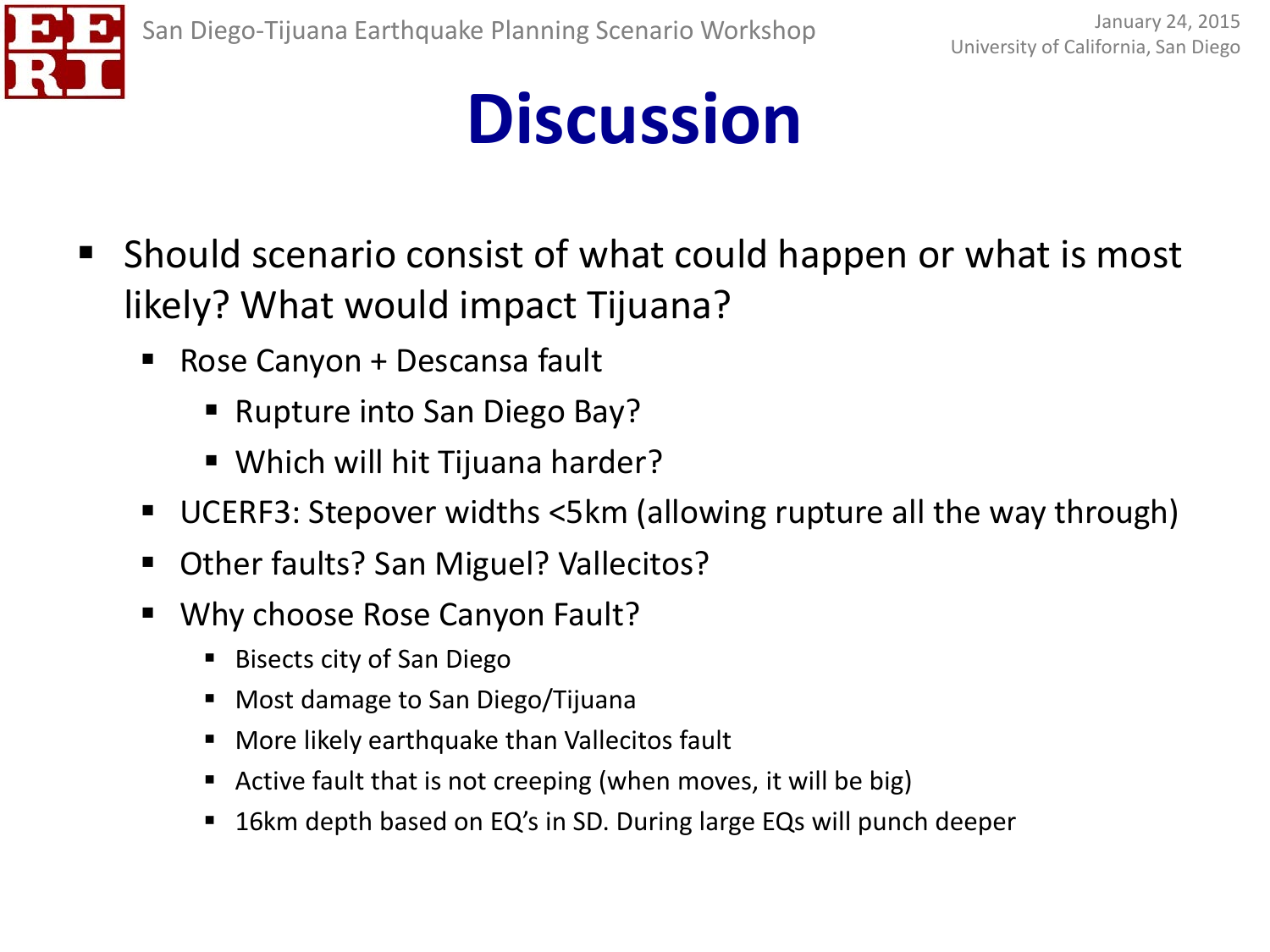# Discussion

- Should scenario consist of what could happen or what is most likely? What would impact Tijuana?
  - Rose Canyon + Descansa fault
    - Rupture into San Diego Bay?
    - Which will hit Tijuana harder?
  - UCERF3: Stepover widths <5km (allowing rupture all the way through)
  - Other faults? San Miguel? Vallecitos?
  - Why choose Rose Canyon Fault?
    - Bisects city of San Diego
    - Most damage to San Diego/Tijuana
    - More likely earthquake than Vallecitos fault
    - Active fault that is not creeping (when moves, it will be big)
    - 16km depth based on EQ's in SD. During large EQs will punch deeper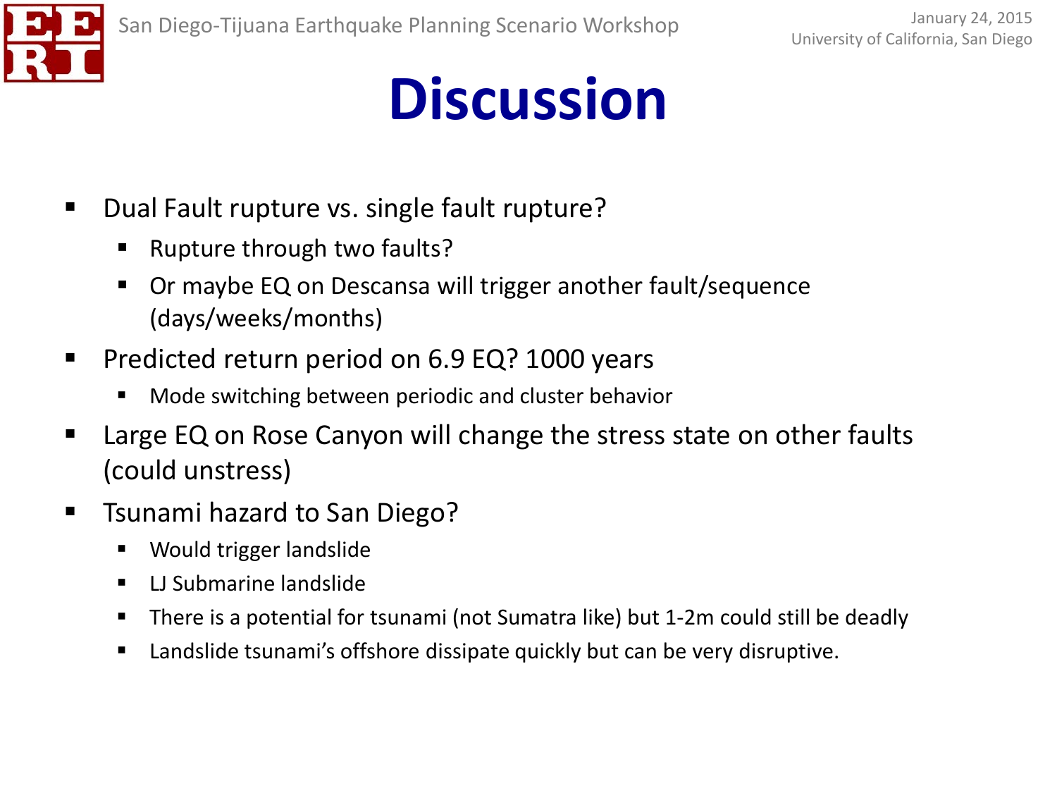# Discussion

- Dual Fault rupture vs. single fault rupture?
  - Rupture through two faults?
  - Or maybe EQ on Descansa will trigger another fault/sequence (days/weeks/months)
- Predicted return period on 6.9 EQ? 1000 years
  - Mode switching between periodic and cluster behavior
- Large EQ on Rose Canyon will change the stress state on other faults (could unstress)
- Tsunami hazard to San Diego?
  - Would trigger landslide
  - LJ Submarine landslide
  - There is a potential for tsunami (not Sumatra like) but 1-2m could still be deadly
  - Landslide tsunami's offshore dissipate quickly but can be very disruptive.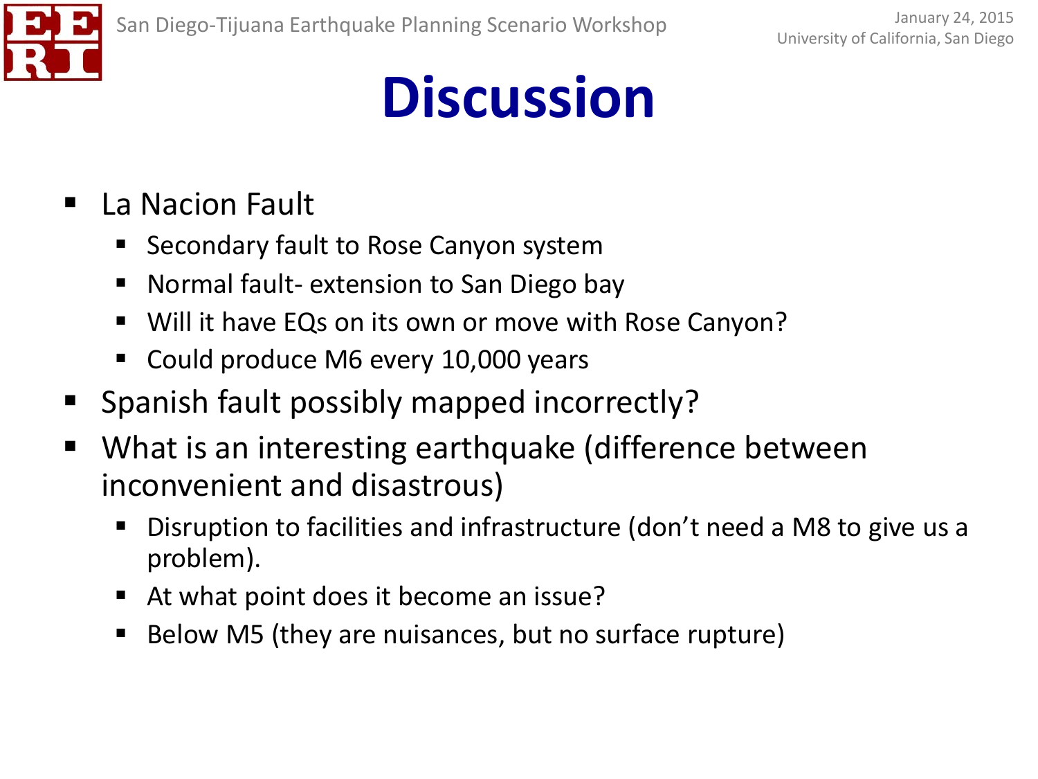# Discussion

- La Nacion Fault
  - Secondary fault to Rose Canyon system
  - Normal fault- extension to San Diego bay
  - Will it have EQs on its own or move with Rose Canyon?
  - Could produce M6 every 10,000 years
- Spanish fault possibly mapped incorrectly?
- What is an interesting earthquake (difference between inconvenient and disastrous)
  - Disruption to facilities and infrastructure (don't need a M8 to give us a problem).
  - At what point does it become an issue?
  - Below M5 (they are nuisances, but no surface rupture)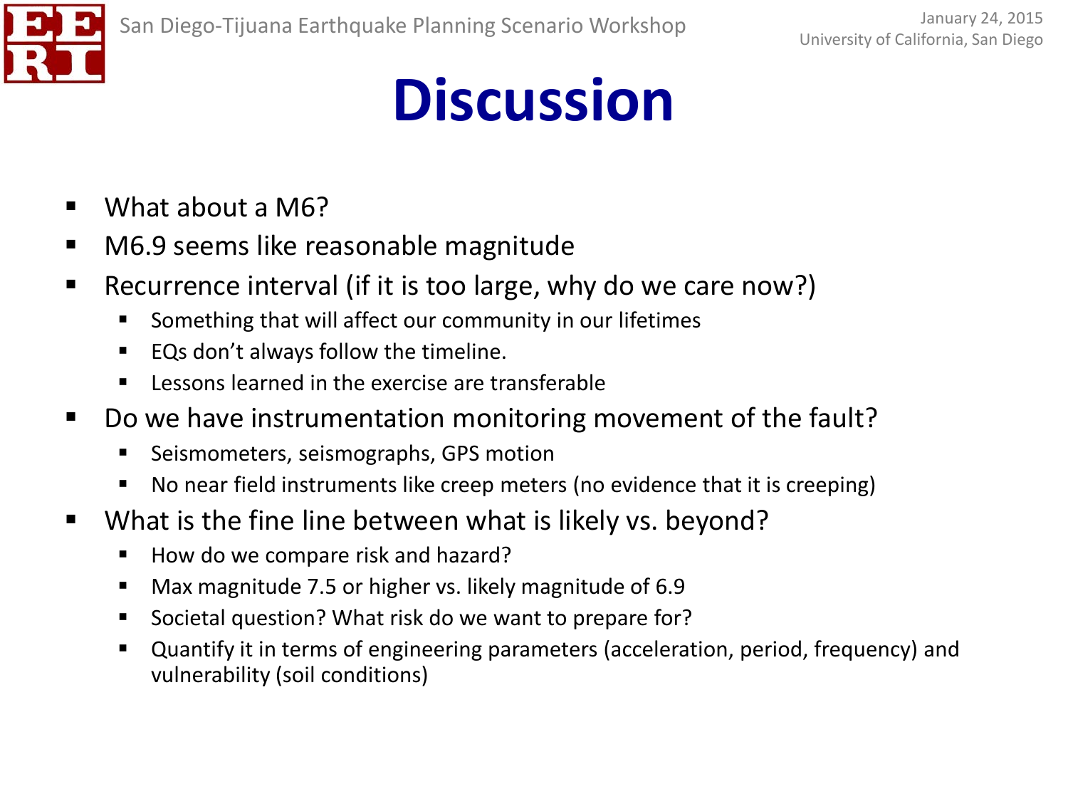# Discussion

- What about a M6?
- M6.9 seems like reasonable magnitude
- Recurrence interval (if it is too large, why do we care now?)
  - Something that will affect our community in our lifetimes
  - EQs don't always follow the timeline.
  - Lessons learned in the exercise are transferable
- Do we have instrumentation monitoring movement of the fault?
  - Seismometers, seismographs, GPS motion
  - No near field instruments like creep meters (no evidence that it is creeping)
- What is the fine line between what is likely vs. beyond?
  - How do we compare risk and hazard?
  - Max magnitude 7.5 or higher vs. likely magnitude of 6.9
  - Societal question? What risk do we want to prepare for?
  - Quantify it in terms of engineering parameters (acceleration, period, frequency) and vulnerability (soil conditions)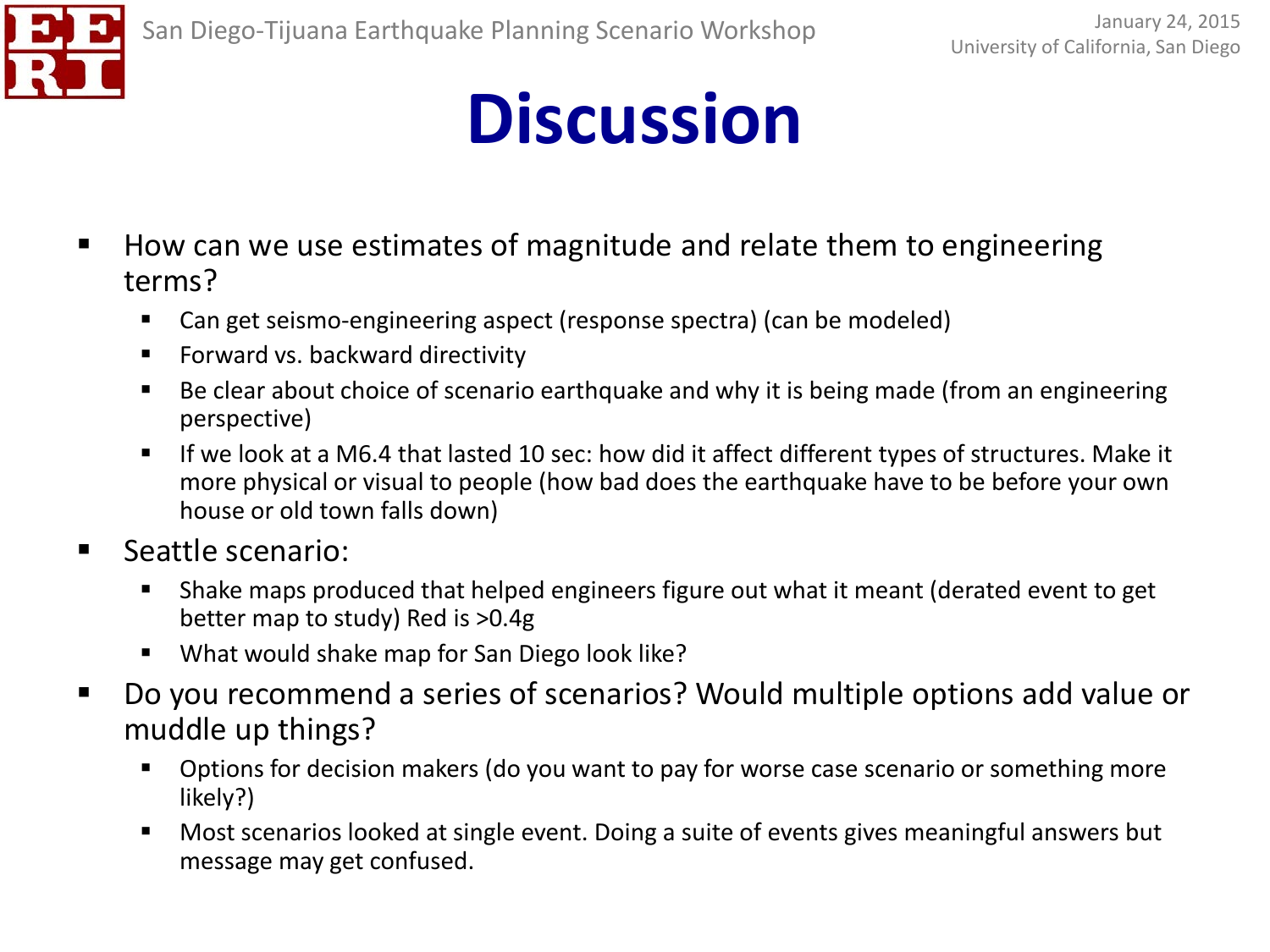# Discussion

- How can we use estimates of magnitude and relate them to engineering terms?
  - Can get seismo-engineering aspect (response spectra) (can be modeled)
  - Forward vs. backward directivity
  - Be clear about choice of scenario earthquake and why it is being made (from an engineering perspective)
  - If we look at a M6.4 that lasted 10 sec: how did it affect different types of structures. Make it more physical or visual to people (how bad does the earthquake have to be before your own house or old town falls down)
- Seattle scenario:
  - Shake maps produced that helped engineers figure out what it meant (derated event to get better map to study) Red is >0.4g
  - What would shake map for San Diego look like?
- Do you recommend a series of scenarios? Would multiple options add value or muddle up things?
  - Options for decision makers (do you want to pay for worse case scenario or something more likely?)
  - Most scenarios looked at single event. Doing a suite of events gives meaningful answers but message may get confused.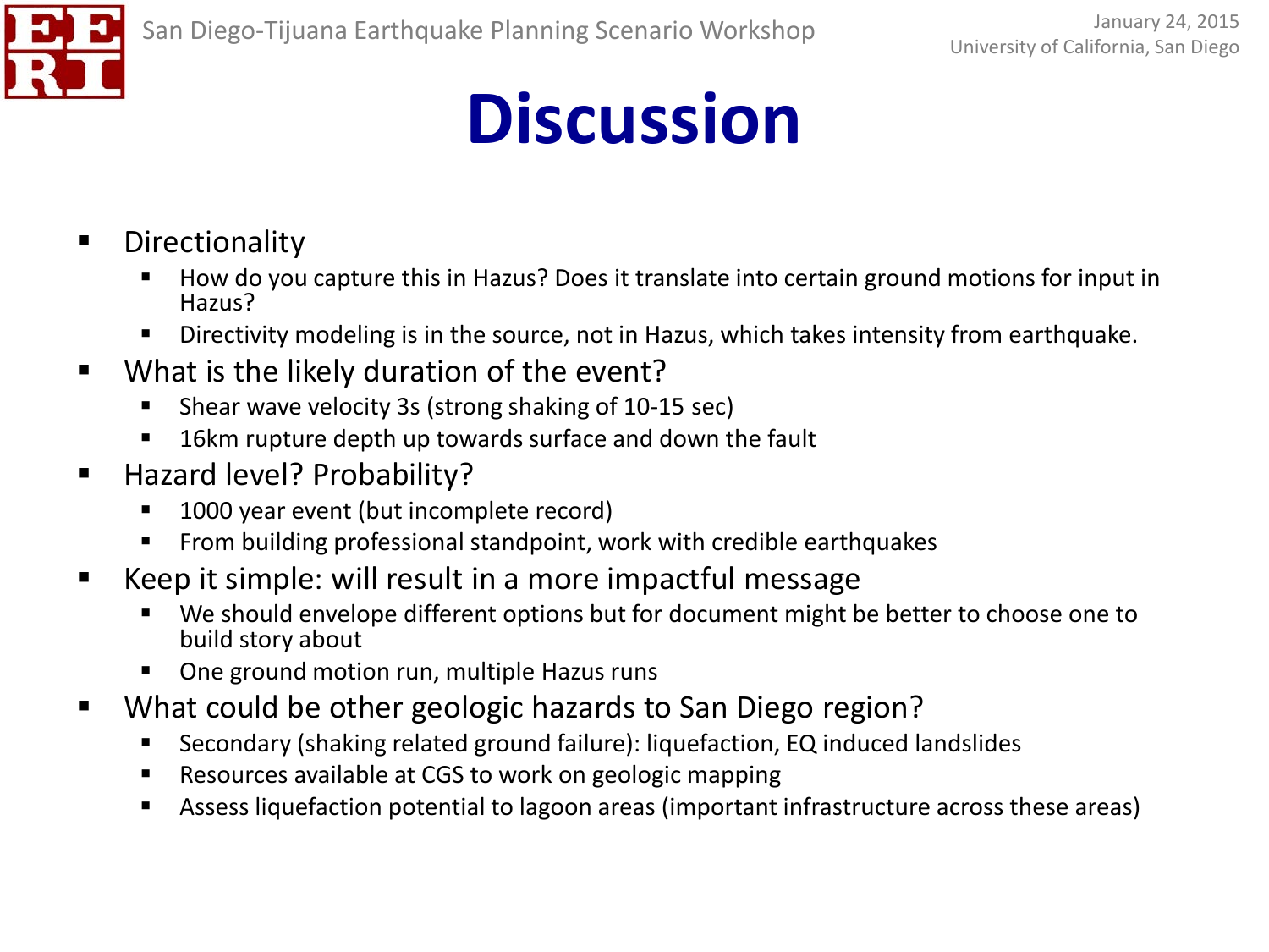# Discussion

- Directionality
  - How do you capture this in Hazus? Does it translate into certain ground motions for input in Hazus?
  - Directivity modeling is in the source, not in Hazus, which takes intensity from earthquake.
- What is the likely duration of the event?
  - Shear wave velocity 3s (strong shaking of 10-15 sec)
  - 16km rupture depth up towards surface and down the fault
- Hazard level? Probability?
  - 1000 year event (but incomplete record)
  - From building professional standpoint, work with credible earthquakes
- Keep it simple: will result in a more impactful message
  - We should envelope different options but for document might be better to choose one to build story about
  - One ground motion run, multiple Hazus runs
- What could be other geologic hazards to San Diego region?
  - Secondary (shaking related ground failure): liquefaction, EQ induced landslides
  - Resources available at CGS to work on geologic mapping
  - Assess liquefaction potential to lagoon areas (important infrastructure across these areas)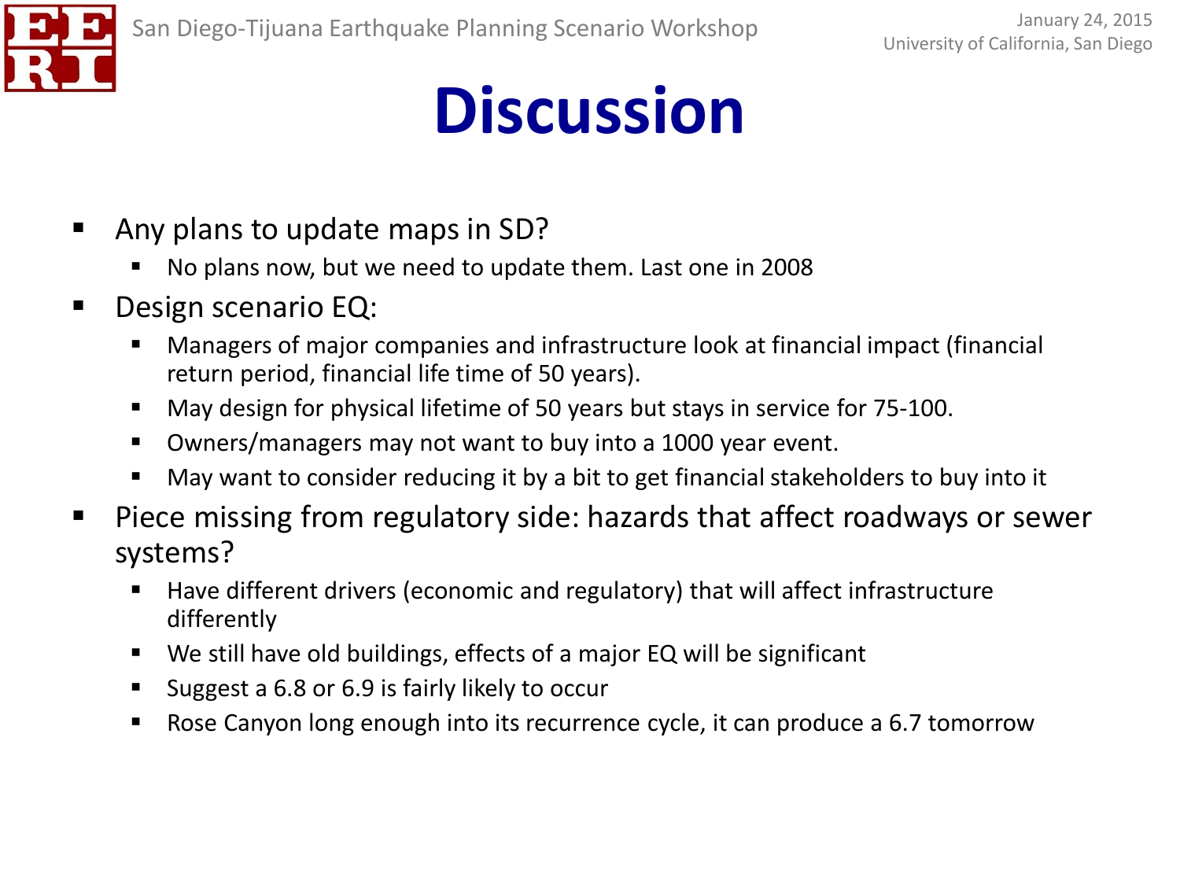# Discussion

- Any plans to update maps in SD?
  - No plans now, but we need to update them. Last one in 2008
- Design scenario EQ:
  - Managers of major companies and infrastructure look at financial impact (financial return period, financial life time of 50 years).
  - May design for physical lifetime of 50 years but stays in service for 75-100.
  - Owners/managers may not want to buy into a 1000 year event.
  - May want to consider reducing it by a bit to get financial stakeholders to buy into it
- Piece missing from regulatory side: hazards that affect roadways or sewer systems?
  - Have different drivers (economic and regulatory) that will affect infrastructure differently
  - We still have old buildings, effects of a major EQ will be significant
  - Suggest a 6.8 or 6.9 is fairly likely to occur
  - Rose Canyon long enough into its recurrence cycle, it can produce a 6.7 tomorrow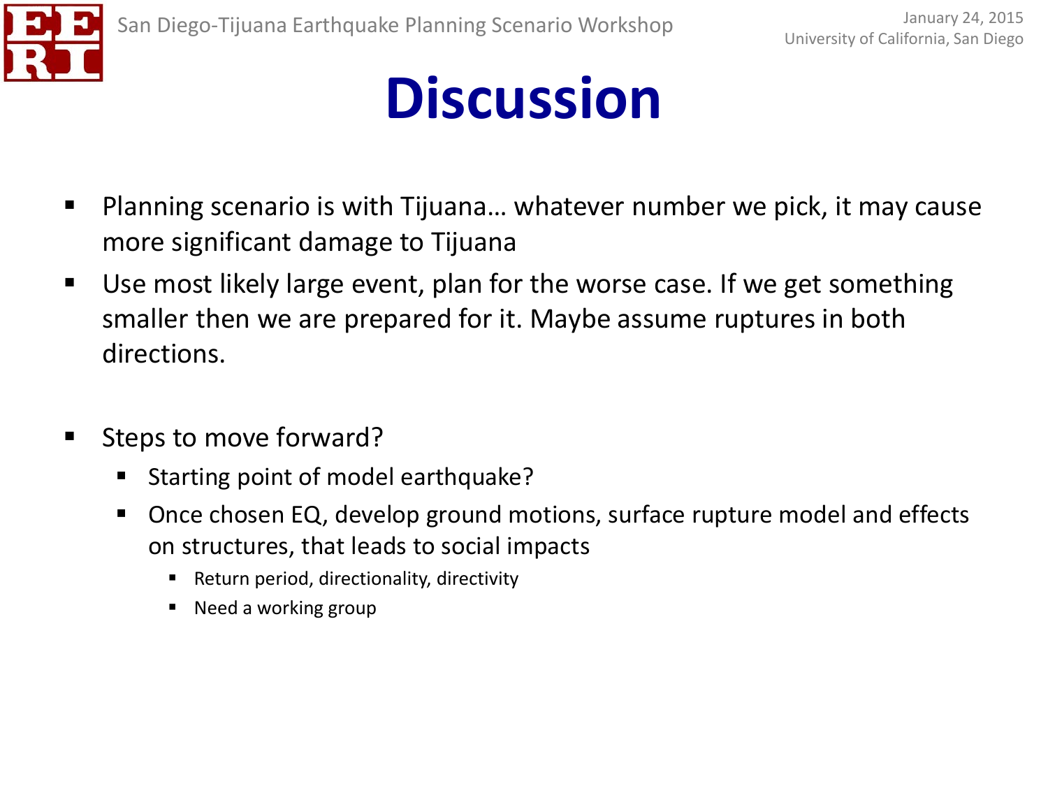# Discussion

- Planning scenario is with Tijuana… whatever number we pick, it may cause more significant damage to Tijuana
- Use most likely large event, plan for the worse case. If we get something smaller then we are prepared for it. Maybe assume ruptures in both directions.

- Steps to move forward?
  - Starting point of model earthquake?
  - Once chosen EQ, develop ground motions, surface rupture model and effects on structures, that leads to social impacts
    - Return period, directionality, directivity
    - Need a working group